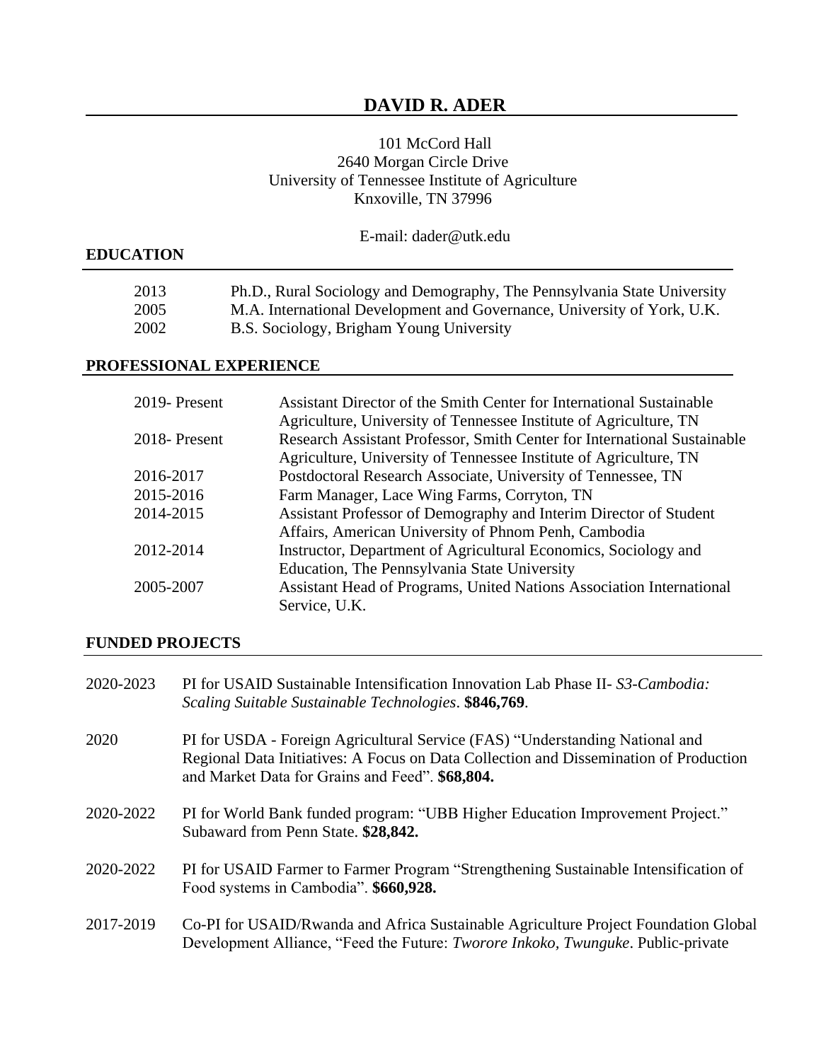# DAVID R. ADER

101 McCord Hall
2640 Morgan Circle Drive
University of Tennessee Institute of Agriculture
Knxoville, TN 37996

E-mail: dader@utk.edu

## EDUCATION

| | |
|---|---|
| 2013 | Ph.D., Rural Sociology and Demography, The Pennsylvania State University |
| 2005 | M.A. International Development and Governance, University of York, U.K. |
| 2002 | B.S. Sociology, Brigham Young University |

## PROFESSIONAL EXPERIENCE

| | |
|---|---|
| 2019- Present | Assistant Director of the Smith Center for International Sustainable Agriculture, University of Tennessee Institute of Agriculture, TN |
| 2018- Present | Research Assistant Professor, Smith Center for International Sustainable Agriculture, University of Tennessee Institute of Agriculture, TN |
| 2016-2017 | Postdoctoral Research Associate, University of Tennessee, TN |
| 2015-2016 | Farm Manager, Lace Wing Farms, Corryton, TN |
| 2014-2015 | Assistant Professor of Demography and Interim Director of Student Affairs, American University of Phnom Penh, Cambodia |
| 2012-2014 | Instructor, Department of Agricultural Economics, Sociology and Education, The Pennsylvania State University |
| 2005-2007 | Assistant Head of Programs, United Nations Association International Service, U.K. |

## FUNDED PROJECTS

2020-2023 PI for USAID Sustainable Intensification Innovation Lab Phase II- *S3-Cambodia: Scaling Suitable Sustainable Technologies*. **$846,769**.

2020 PI for USDA - Foreign Agricultural Service (FAS) "Understanding National and Regional Data Initiatives: A Focus on Data Collection and Dissemination of Production and Market Data for Grains and Feed". **$68,804.**

2020-2022 PI for World Bank funded program: "UBB Higher Education Improvement Project." Subaward from Penn State. **$28,842.**

2020-2022 PI for USAID Farmer to Farmer Program "Strengthening Sustainable Intensification of Food systems in Cambodia". **$660,928.**

2017-2019 Co-PI for USAID/Rwanda and Africa Sustainable Agriculture Project Foundation Global Development Alliance, "Feed the Future: *Tworore Inkoko, Twunguke*. Public-private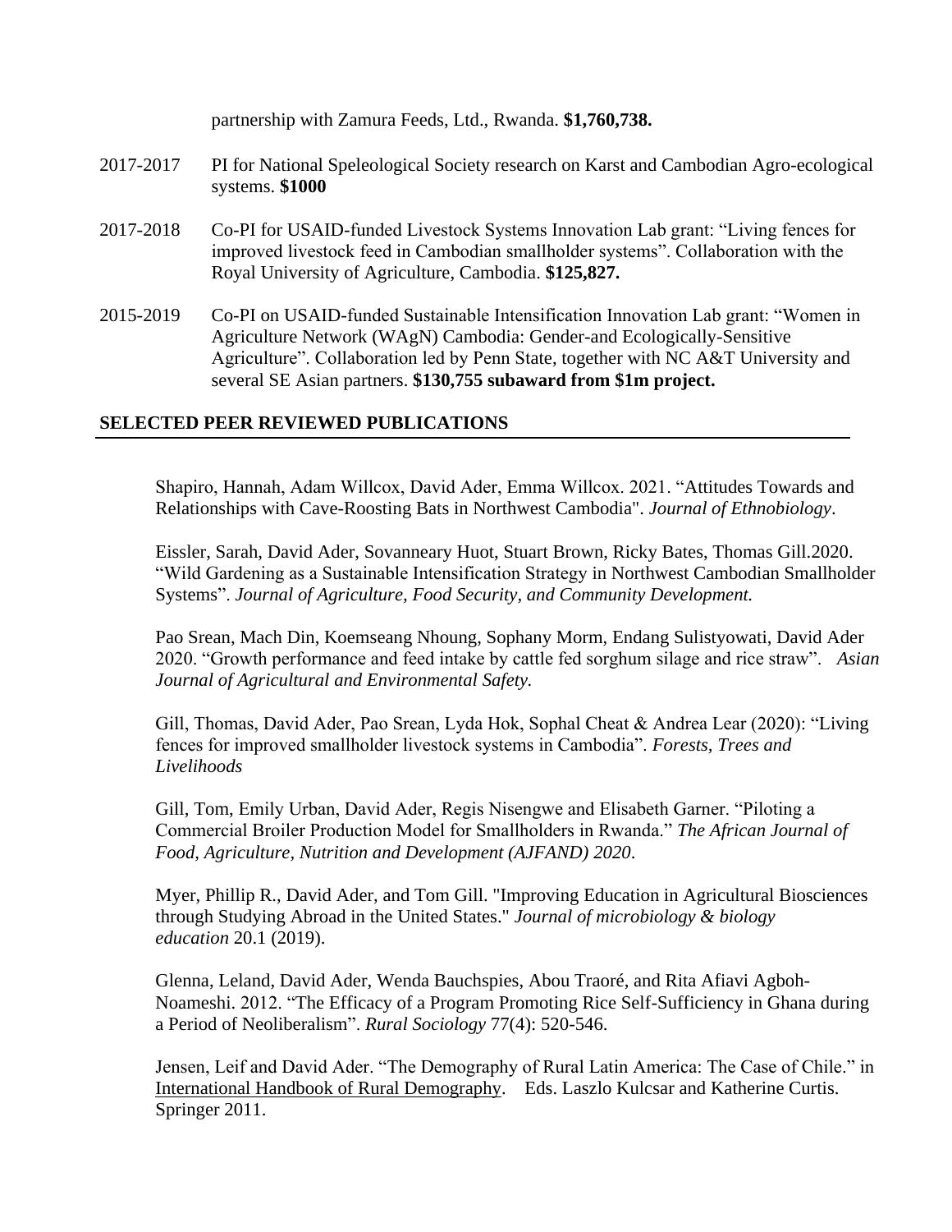partnership with Zamura Feeds, Ltd., Rwanda. **$1,760,738.**

2017-2017 PI for National Speleological Society research on Karst and Cambodian Agro-ecological systems. **$1000**

2017-2018 Co-PI for USAID-funded Livestock Systems Innovation Lab grant: "Living fences for improved livestock feed in Cambodian smallholder systems". Collaboration with the Royal University of Agriculture, Cambodia. **$125,827.**

2015-2019 Co-PI on USAID-funded Sustainable Intensification Innovation Lab grant: "Women in Agriculture Network (WAgN) Cambodia: Gender-and Ecologically-Sensitive Agriculture". Collaboration led by Penn State, together with NC A&T University and several SE Asian partners. **$130,755 subaward from $1m project.**

## SELECTED PEER REVIEWED PUBLICATIONS

Shapiro, Hannah, Adam Willcox, David Ader, Emma Willcox. 2021. "Attitudes Towards and Relationships with Cave-Roosting Bats in Northwest Cambodia". *Journal of Ethnobiology*.

Eissler, Sarah, David Ader, Sovanneary Huot, Stuart Brown, Ricky Bates, Thomas Gill.2020. "Wild Gardening as a Sustainable Intensification Strategy in Northwest Cambodian Smallholder Systems". *Journal of Agriculture, Food Security, and Community Development.*

Pao Srean, Mach Din, Koemseang Nhoung, Sophany Morm, Endang Sulistyowati, David Ader 2020. "Growth performance and feed intake by cattle fed sorghum silage and rice straw". *Asian Journal of Agricultural and Environmental Safety.*

Gill, Thomas, David Ader, Pao Srean, Lyda Hok, Sophal Cheat & Andrea Lear (2020): "Living fences for improved smallholder livestock systems in Cambodia". *Forests, Trees and Livelihoods*

Gill, Tom, Emily Urban, David Ader, Regis Nisengwe and Elisabeth Garner. "Piloting a Commercial Broiler Production Model for Smallholders in Rwanda." *The African Journal of Food, Agriculture, Nutrition and Development (AJFAND) 2020*.

Myer, Phillip R., David Ader, and Tom Gill. "Improving Education in Agricultural Biosciences through Studying Abroad in the United States." *Journal of microbiology & biology education* 20.1 (2019).

Glenna, Leland, David Ader, Wenda Bauchspies, Abou Traoré, and Rita Afiavi Agboh-Noameshi. 2012. "The Efficacy of a Program Promoting Rice Self-Sufficiency in Ghana during a Period of Neoliberalism". *Rural Sociology* 77(4): 520-546.

Jensen, Leif and David Ader. "The Demography of Rural Latin America: The Case of Chile." in International Handbook of Rural Demography. Eds. Laszlo Kulcsar and Katherine Curtis. Springer 2011.